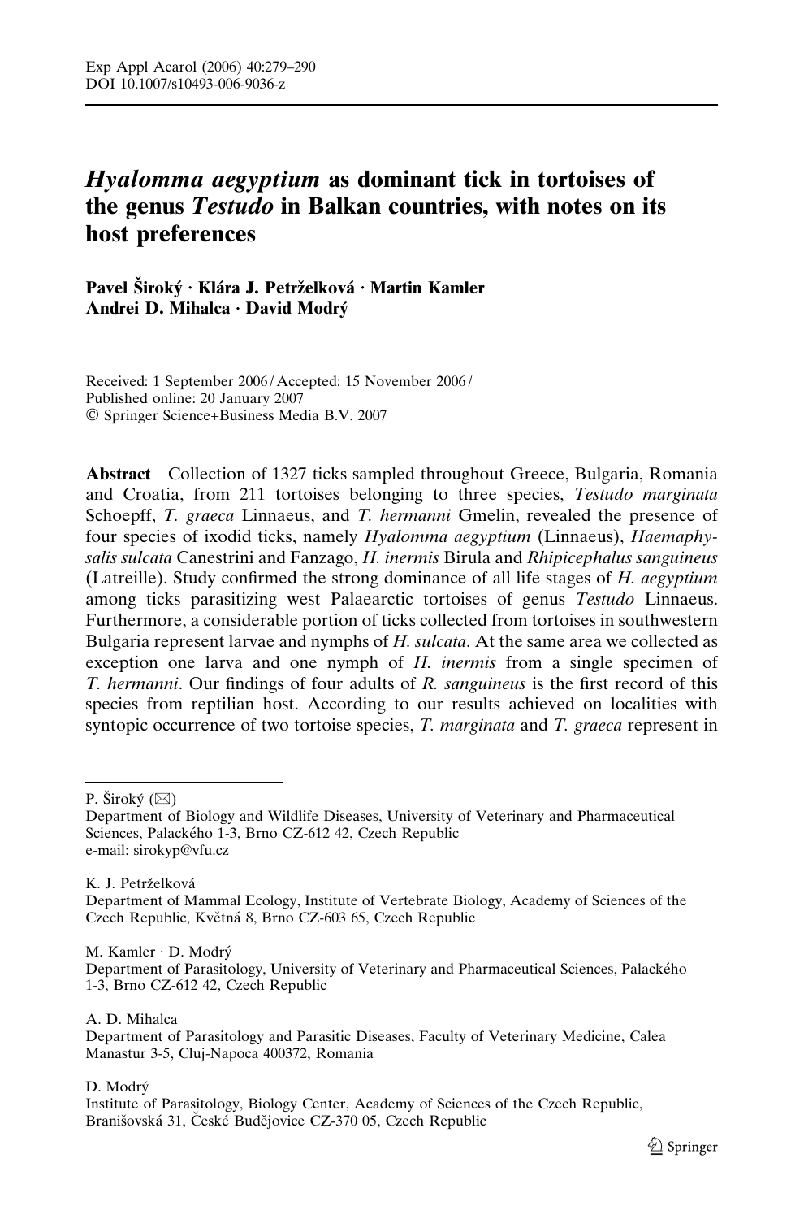# *Hyalomma aegyptium* as dominant tick in tortoises of the genus *Testudo* in Balkan countries, with notes on its host preferences

**Pavel Široký · Klára J. Petrželková · Martin Kamler Andrei D. Mihalca · David Modrý**

Received: 1 September 2006 / Accepted: 15 November 2006 / Published online: 20 January 2007
© Springer Science+Business Media B.V. 2007

**Abstract** Collection of 1327 ticks sampled throughout Greece, Bulgaria, Romania and Croatia, from 211 tortoises belonging to three species, *Testudo marginata* Schoepff, *T. graeca* Linnaeus, and *T. hermanni* Gmelin, revealed the presence of four species of ixodid ticks, namely *Hyalomma aegyptium* (Linnaeus), *Haemaphysalis sulcata* Canestrini and Fanzago, *H. inermis* Birula and *Rhipicephalus sanguineus* (Latreille). Study confirmed the strong dominance of all life stages of *H. aegyptium* among ticks parasitizing west Palaearctic tortoises of genus *Testudo* Linnaeus. Furthermore, a considerable portion of ticks collected from tortoises in southwestern Bulgaria represent larvae and nymphs of *H. sulcata*. At the same area we collected as exception one larva and one nymph of *H. inermis* from a single specimen of *T. hermanni*. Our findings of four adults of *R. sanguineus* is the first record of this species from reptilian host. According to our results achieved on localities with syntopic occurrence of two tortoise species, *T. marginata* and *T. graeca* represent in

---

P. Široký (✉)
Department of Biology and Wildlife Diseases, University of Veterinary and Pharmaceutical Sciences, Palackého 1-3, Brno CZ-612 42, Czech Republic
e-mail: sirokyp@vfu.cz

K. J. Petrželková
Department of Mammal Ecology, Institute of Vertebrate Biology, Academy of Sciences of the Czech Republic, Květná 8, Brno CZ-603 65, Czech Republic

M. Kamler · D. Modrý
Department of Parasitology, University of Veterinary and Pharmaceutical Sciences, Palackého 1-3, Brno CZ-612 42, Czech Republic

A. D. Mihalca
Department of Parasitology and Parasitic Diseases, Faculty of Veterinary Medicine, Calea Manastur 3-5, Cluj-Napoca 400372, Romania

D. Modrý
Institute of Parasitology, Biology Center, Academy of Sciences of the Czech Republic, Branišovská 31, České Budějovice CZ-370 05, Czech Republic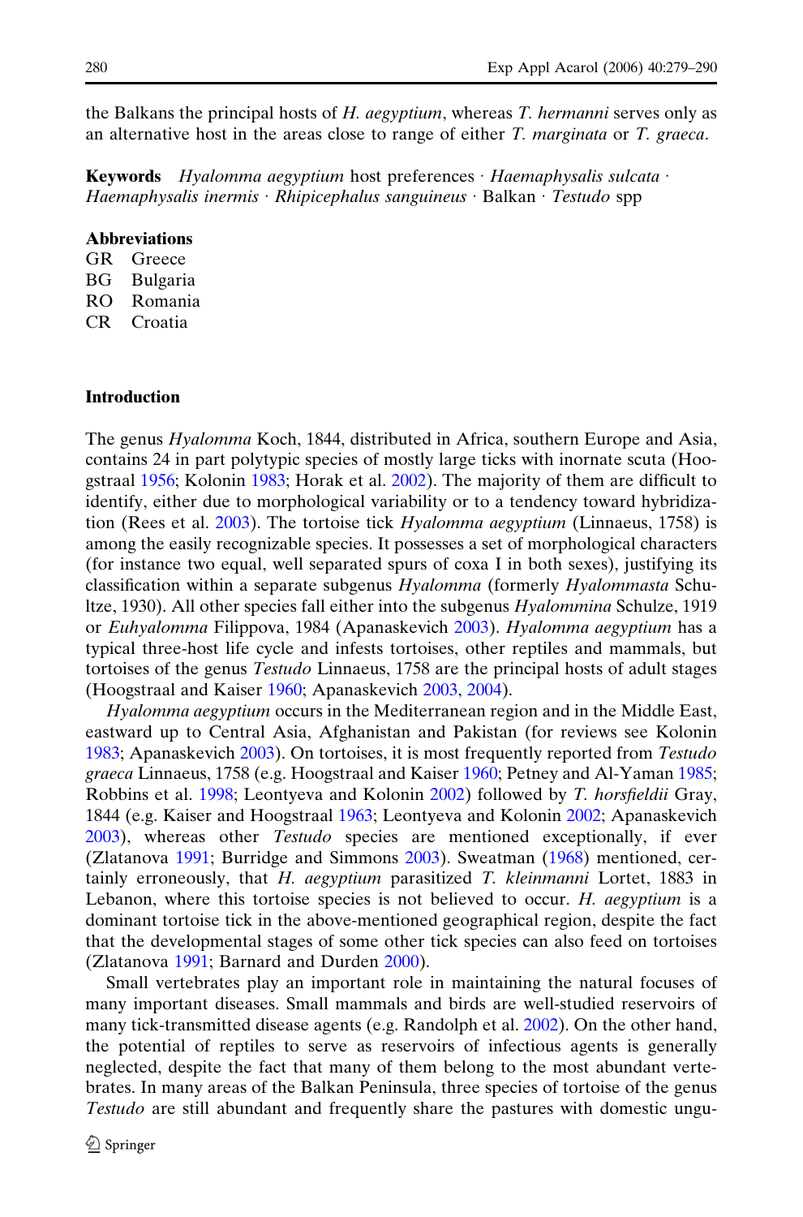the Balkans the principal hosts of *H. aegyptium*, whereas *T. hermanni* serves only as an alternative host in the areas close to range of either *T. marginata* or *T. graeca*.

**Keywords** *Hyalomma aegyptium* host preferences · *Haemaphysalis sulcata* · *Haemaphysalis inermis* · *Rhipicephalus sanguineus* · Balkan · *Testudo* spp

**Abbreviations**

GR Greece
BG Bulgaria
RO Romania
CR Croatia

## Introduction

The genus *Hyalomma* Koch, 1844, distributed in Africa, southern Europe and Asia, contains 24 in part polytypic species of mostly large ticks with inornate scuta (Hoogstraal 1956; Kolonin 1983; Horak et al. 2002). The majority of them are difficult to identify, either due to morphological variability or to a tendency toward hybridization (Rees et al. 2003). The tortoise tick *Hyalomma aegyptium* (Linnaeus, 1758) is among the easily recognizable species. It possesses a set of morphological characters (for instance two equal, well separated spurs of coxa I in both sexes), justifying its classification within a separate subgenus *Hyalomma* (formerly *Hyalommasta* Schultze, 1930). All other species fall either into the subgenus *Hyalommina* Schulze, 1919 or *Euhyalomma* Filippova, 1984 (Apanaskevich 2003). *Hyalomma aegyptium* has a typical three-host life cycle and infests tortoises, other reptiles and mammals, but tortoises of the genus *Testudo* Linnaeus, 1758 are the principal hosts of adult stages (Hoogstraal and Kaiser 1960; Apanaskevich 2003, 2004).

*Hyalomma aegyptium* occurs in the Mediterranean region and in the Middle East, eastward up to Central Asia, Afghanistan and Pakistan (for reviews see Kolonin 1983; Apanaskevich 2003). On tortoises, it is most frequently reported from *Testudo graeca* Linnaeus, 1758 (e.g. Hoogstraal and Kaiser 1960; Petney and Al-Yaman 1985; Robbins et al. 1998; Leontyeva and Kolonin 2002) followed by *T. horsfieldii* Gray, 1844 (e.g. Kaiser and Hoogstraal 1963; Leontyeva and Kolonin 2002; Apanaskevich 2003), whereas other *Testudo* species are mentioned exceptionally, if ever (Zlatanova 1991; Burridge and Simmons 2003). Sweatman (1968) mentioned, certainly erroneously, that *H. aegyptium* parasitized *T. kleinmanni* Lortet, 1883 in Lebanon, where this tortoise species is not believed to occur. *H. aegyptium* is a dominant tortoise tick in the above-mentioned geographical region, despite the fact that the developmental stages of some other tick species can also feed on tortoises (Zlatanova 1991; Barnard and Durden 2000).

Small vertebrates play an important role in maintaining the natural focuses of many important diseases. Small mammals and birds are well-studied reservoirs of many tick-transmitted disease agents (e.g. Randolph et al. 2002). On the other hand, the potential of reptiles to serve as reservoirs of infectious agents is generally neglected, despite the fact that many of them belong to the most abundant vertebrates. In many areas of the Balkan Peninsula, three species of tortoise of the genus *Testudo* are still abundant and frequently share the pastures with domestic ungu-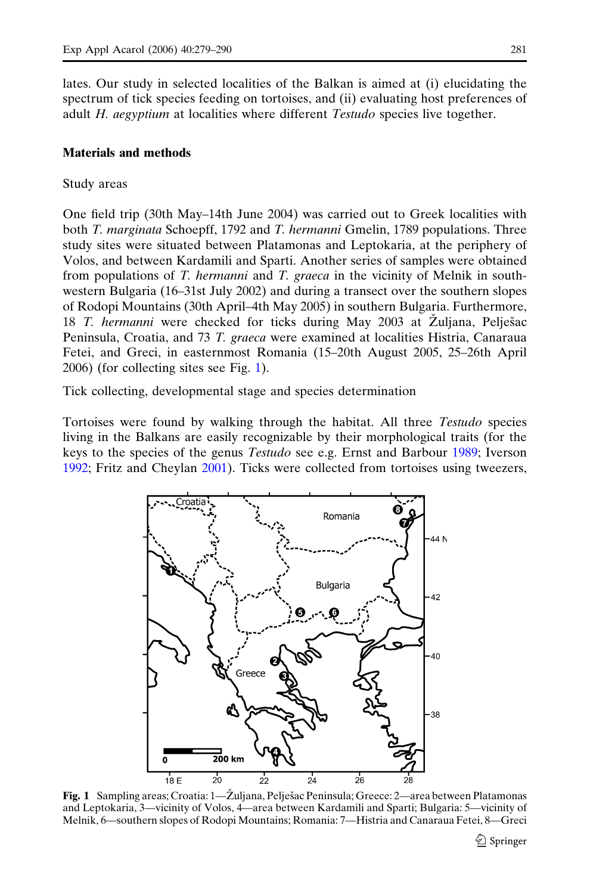lates. Our study in selected localities of the Balkan is aimed at (i) elucidating the spectrum of tick species feeding on tortoises, and (ii) evaluating host preferences of adult *H. aegyptium* at localities where different *Testudo* species live together.

## Materials and methods

### Study areas

One field trip (30th May–14th June 2004) was carried out to Greek localities with both *T. marginata* Schoepff, 1792 and *T. hermanni* Gmelin, 1789 populations. Three study sites were situated between Platamonas and Leptokaria, at the periphery of Volos, and between Kardamili and Sparti. Another series of samples were obtained from populations of *T. hermanni* and *T. graeca* in the vicinity of Melnik in southwestern Bulgaria (16–31st July 2002) and during a transect over the southern slopes of Rodopi Mountains (30th April–4th May 2005) in southern Bulgaria. Furthermore, 18 *T. hermanni* were checked for ticks during May 2003 at Žuljana, Pelješac Peninsula, Croatia, and 73 *T. graeca* were examined at localities Histria, Canaraua Fetei, and Greci, in easternmost Romania (15–20th August 2005, 25–26th April 2006) (for collecting sites see Fig. 1).

### Tick collecting, developmental stage and species determination

Tortoises were found by walking through the habitat. All three *Testudo* species living in the Balkans are easily recognizable by their morphological traits (for the keys to the species of the genus *Testudo* see e.g. Ernst and Barbour 1989; Iverson 1992; Fritz and Cheylan 2001). Ticks were collected from tortoises using tweezers,

Croatia
Romania
Bulgaria
Greece
44 N
42
40
38
0
200 km
18 E
20
22
24
26
28

**Fig. 1** Sampling areas; Croatia: 1—Žuljana, Pelješac Peninsula; Greece: 2—area between Platamonas and Leptokaria, 3—vicinity of Volos, 4—area between Kardamili and Sparti; Bulgaria: 5—vicinity of Melnik, 6—southern slopes of Rodopi Mountains; Romania: 7—Histria and Canaraua Fetei, 8—Greci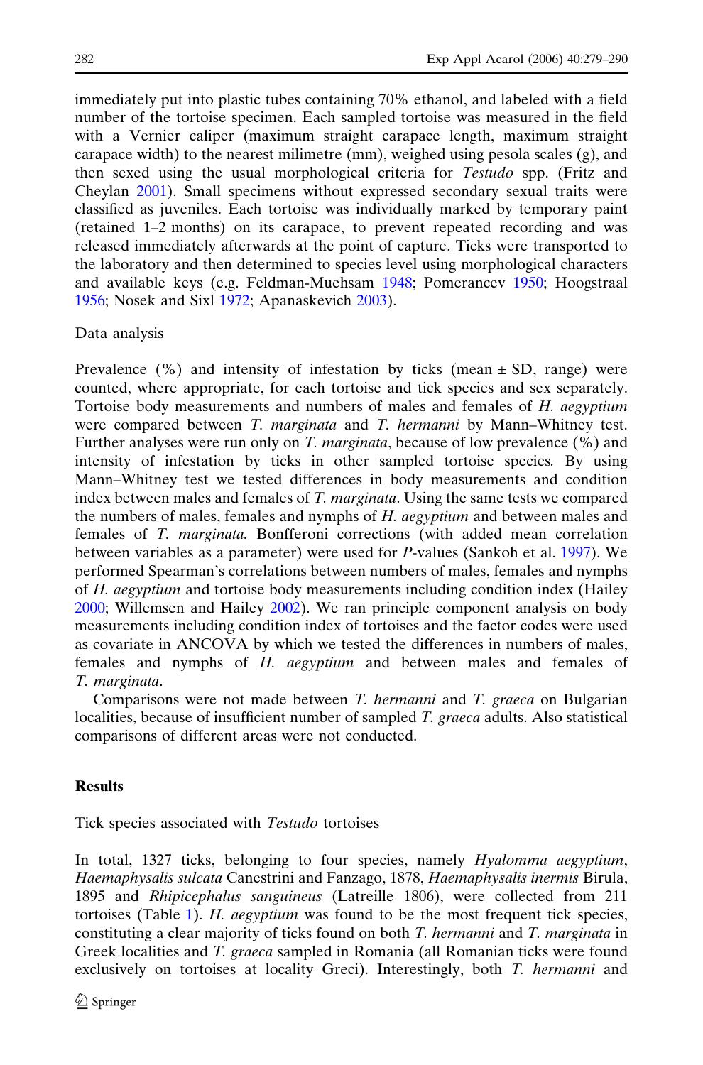immediately put into plastic tubes containing 70% ethanol, and labeled with a field number of the tortoise specimen. Each sampled tortoise was measured in the field with a Vernier caliper (maximum straight carapace length, maximum straight carapace width) to the nearest milimetre (mm), weighed using pesola scales (g), and then sexed using the usual morphological criteria for *Testudo* spp. (Fritz and Cheylan 2001). Small specimens without expressed secondary sexual traits were classified as juveniles. Each tortoise was individually marked by temporary paint (retained 1–2 months) on its carapace, to prevent repeated recording and was released immediately afterwards at the point of capture. Ticks were transported to the laboratory and then determined to species level using morphological characters and available keys (e.g. Feldman-Muehsam 1948; Pomerancev 1950; Hoogstraal 1956; Nosek and Sixl 1972; Apanaskevich 2003).

Data analysis

Prevalence (%) and intensity of infestation by ticks (mean ± SD, range) were counted, where appropriate, for each tortoise and tick species and sex separately. Tortoise body measurements and numbers of males and females of *H. aegyptium* were compared between *T. marginata* and *T. hermanni* by Mann–Whitney test. Further analyses were run only on *T. marginata*, because of low prevalence (%) and intensity of infestation by ticks in other sampled tortoise species*.* By using Mann–Whitney test we tested differences in body measurements and condition index between males and females of *T. marginata*. Using the same tests we compared the numbers of males, females and nymphs of *H. aegyptium* and between males and females of *T. marginata.* Bonfferoni corrections (with added mean correlation between variables as a parameter) were used for *P*-values (Sankoh et al. 1997). We performed Spearman's correlations between numbers of males, females and nymphs of *H. aegyptium* and tortoise body measurements including condition index (Hailey 2000; Willemsen and Hailey 2002). We ran principle component analysis on body measurements including condition index of tortoises and the factor codes were used as covariate in ANCOVA by which we tested the differences in numbers of males, females and nymphs of *H. aegyptium* and between males and females of *T. marginata*.

Comparisons were not made between *T. hermanni* and *T. graeca* on Bulgarian localities, because of insufficient number of sampled *T. graeca* adults. Also statistical comparisons of different areas were not conducted.

## Results

Tick species associated with *Testudo* tortoises

In total, 1327 ticks, belonging to four species, namely *Hyalomma aegyptium*, *Haemaphysalis sulcata* Canestrini and Fanzago, 1878, *Haemaphysalis inermis* Birula, 1895 and *Rhipicephalus sanguineus* (Latreille 1806), were collected from 211 tortoises (Table 1). *H. aegyptium* was found to be the most frequent tick species, constituting a clear majority of ticks found on both *T. hermanni* and *T. marginata* in Greek localities and *T. graeca* sampled in Romania (all Romanian ticks were found exclusively on tortoises at locality Greci). Interestingly, both *T. hermanni* and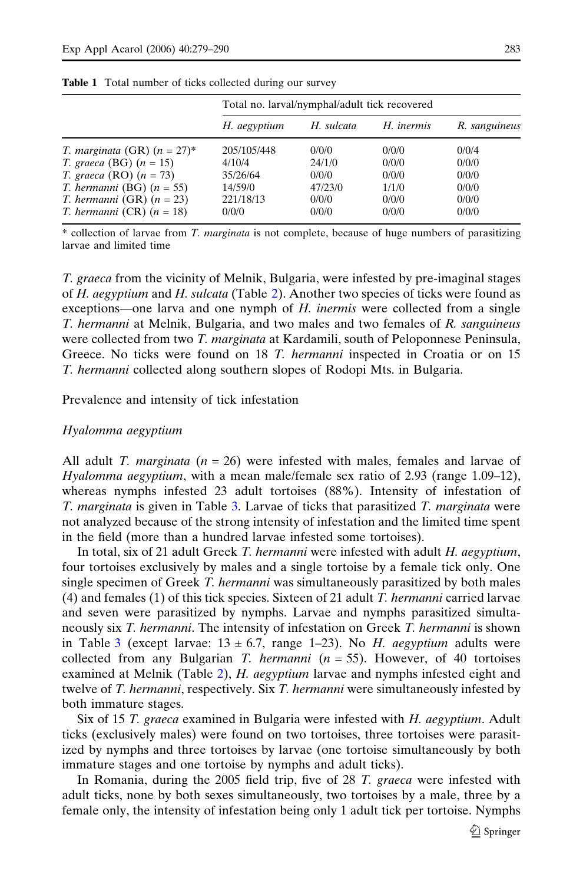**Table 1** Total number of ticks collected during our survey

| | Total no. larval/nymphal/adult tick recovered | | | |
|---|---|---|---|---|
| | *H. aegyptium* | *H. sulcata* | *H. inermis* | *R. sanguineus* |
| *T. marginata* (GR) ($n$ = 27)* | 205/105/448 | 0/0/0 | 0/0/0 | 0/0/4 |
| *T. graeca* (BG) ($n$ = 15) | 4/10/4 | 24/1/0 | 0/0/0 | 0/0/0 |
| *T. graeca* (RO) ($n$ = 73) | 35/26/64 | 0/0/0 | 0/0/0 | 0/0/0 |
| *T. hermanni* (BG) ($n$ = 55) | 14/59/0 | 47/23/0 | 1/1/0 | 0/0/0 |
| *T. hermanni* (GR) ($n$ = 23) | 221/18/13 | 0/0/0 | 0/0/0 | 0/0/0 |
| *T. hermanni* (CR) ($n$ = 18) | 0/0/0 | 0/0/0 | 0/0/0 | 0/0/0 |

\* collection of larvae from *T. marginata* is not complete, because of huge numbers of parasitizing larvae and limited time

*T. graeca* from the vicinity of Melnik, Bulgaria, were infested by pre-imaginal stages of *H. aegyptium* and *H. sulcata* (Table 2). Another two species of ticks were found as exceptions—one larva and one nymph of *H. inermis* were collected from a single *T. hermanni* at Melnik, Bulgaria, and two males and two females of *R. sanguineus* were collected from two *T. marginata* at Kardamili, south of Peloponnese Peninsula, Greece. No ticks were found on 18 *T. hermanni* inspected in Croatia or on 15 *T. hermanni* collected along southern slopes of Rodopi Mts. in Bulgaria.

Prevalence and intensity of tick infestation

*Hyalomma aegyptium*

All adult *T. marginata* ($n = 26$) were infested with males, females and larvae of *Hyalomma aegyptium*, with a mean male/female sex ratio of 2.93 (range 1.09–12), whereas nymphs infested 23 adult tortoises (88%). Intensity of infestation of *T. marginata* is given in Table 3. Larvae of ticks that parasitized *T. marginata* were not analyzed because of the strong intensity of infestation and the limited time spent in the field (more than a hundred larvae infested some tortoises).

In total, six of 21 adult Greek *T. hermanni* were infested with adult *H. aegyptium*, four tortoises exclusively by males and a single tortoise by a female tick only. One single specimen of Greek *T. hermanni* was simultaneously parasitized by both males (4) and females (1) of this tick species. Sixteen of 21 adult *T. hermanni* carried larvae and seven were parasitized by nymphs. Larvae and nymphs parasitized simultaneously six *T. hermanni*. The intensity of infestation on Greek *T. hermanni* is shown in Table 3 (except larvae: $13 \pm 6.7$, range 1–23). No *H. aegyptium* adults were collected from any Bulgarian *T. hermanni* ($n = 55$). However, of 40 tortoises examined at Melnik (Table 2), *H. aegyptium* larvae and nymphs infested eight and twelve of *T. hermanni*, respectively. Six *T. hermanni* were simultaneously infested by both immature stages.

Six of 15 *T. graeca* examined in Bulgaria were infested with *H. aegyptium*. Adult ticks (exclusively males) were found on two tortoises, three tortoises were parasitized by nymphs and three tortoises by larvae (one tortoise simultaneously by both immature stages and one tortoise by nymphs and adult ticks).

In Romania, during the 2005 field trip, five of 28 *T. graeca* were infested with adult ticks, none by both sexes simultaneously, two tortoises by a male, three by a female only, the intensity of infestation being only 1 adult tick per tortoise. Nymphs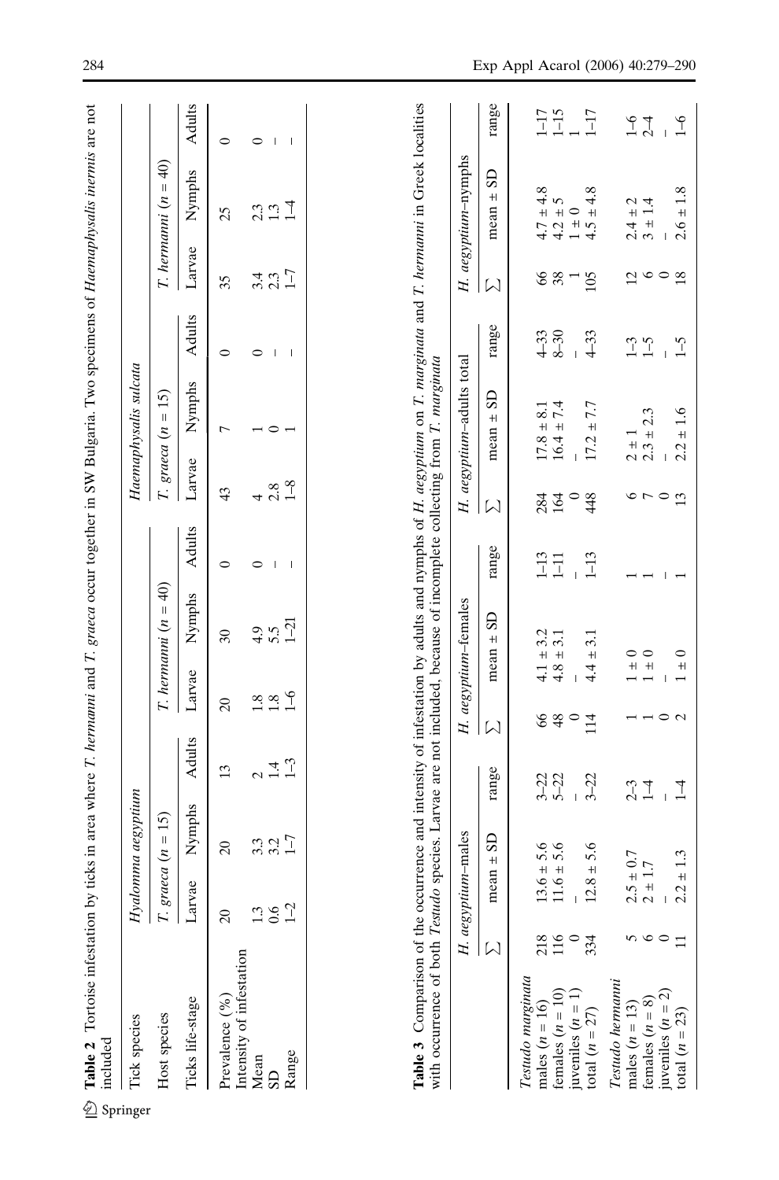**Table 2** Tortoise infestation by ticks in area where *T. hermanni* and *T. graeca* occur together in SW Bulgaria. Two specimens of *Haemaphysalis inermis* are not included

| Tick species | *Hyalomma aegyptium* | | | | | | *Haemaphysalis sulcata* | | | | | |
|---|---|---|---|---|---|---|---|---|---|---|---|---|
| Host species | *T. graeca* (*n* = 15) | | | *T. hermanni* (*n* = 40) | | | *T. graeca* (*n* = 15) | | | *T. hermanni* (*n* = 40) | | |
| Ticks life-stage | Larvae | Nymphs | Adults | Larvae | Nymphs | Adults | Larvae | Nymphs | Adults | Larvae | Nymphs | Adults |
| Prevalence (%) | 20 | 20 | 13 | 20 | 30 | 0 | 43 | 7 | 0 | 35 | 25 | 0 |
| Intensity of infestation | | | | | | | | | | | | |
| Mean | 1.3 | 3.3 | 2 | 1.8 | 4.9 | 0 | 4 | 1 | 0 | 3.4 | 2.3 | 0 |
| SD | 0.6 | 3.2 | 1.4 | 1.8 | 5.5 | – | 2.8 | 0 | – | 2.3 | 1.3 | – |
| Range | 1–2 | 1–7 | 1–3 | 1–6 | 1–21 | – | 1–8 | 1 | – | 1–7 | 1–4 | – |

**Table 3** Comparison of the occurrence and intensity of infestation by adults and nymphs of *H. aegyptium* on *T. marginata* and *T. hermanni* in Greek localities with occurrence of both *Testudo* species. Larvae are not included, because of incomplete collecting from *T. marginata*

| | *H. aegyptium*–males | | | *H. aegyptium*–females | | | *H. aegyptium*–adults total | | | *H. aegyptium*–nymphs | | |
|---|---|---|---|---|---|---|---|---|---|---|---|---|
| | ∑ | mean ± SD | range | ∑ | mean ± SD | range | ∑ | mean ± SD | range | ∑ | mean ± SD | range |
| *Testudo marginata* | | | | | | | | | | | | |
| males (*n* = 16) | 218 | 13.6 ± 5.6 | 3–22 | 66 | 4.1 ± 3.2 | 1–13 | 284 | 17.8 ± 8.1 | 4–33 | 66 | 4.7 ± 4.8 | 1–17 |
| females (*n* = 10) | 116 | 11.6 ± 5.6 | 5–22 | 48 | 4.8 ± 3.1 | 1–11 | 164 | 16.4 ± 7.4 | 8–30 | 38 | 4.2 ± 5 | 1–15 |
| juveniles (*n* = 1) | 0 | – | – | 0 | – | – | 0 | – | – | 1 | 1 ± 0 | 1 |
| total (*n* = 27) | 334 | 12.8 ± 5.6 | 3–22 | 114 | 4.4 ± 3.1 | 1–13 | 448 | 17.2 ± 7.7 | 4–33 | 105 | 4.5 ± 4.8 | 1–17 |
| *Testudo hermanni* | | | | | | | | | | | | |
| males (*n* = 13) | 5 | 2.5 ± 0.7 | 2–3 | 1 | 1 ± 0 | 1 | 6 | 2 ± 1 | 1–3 | 12 | 2.4 ± 2 | 1–6 |
| females (*n* = 8) | 6 | 2 ± 1.7 | 1–4 | 1 | 1 ± 0 | 1 | 7 | 2.3 ± 2.3 | 1–5 | 6 | 3 ± 1.4 | 2–4 |
| juveniles (*n* = 2) | 0 | – | – | 0 | – | – | 0 | – | – | 0 | – | – |
| total (*n* = 23) | 11 | 2.2 ± 1.3 | 1–4 | 2 | 1 ± 0 | 1 | 13 | 2.2 ± 1.6 | 1–5 | 18 | 2.6 ± 1.8 | 1–6 |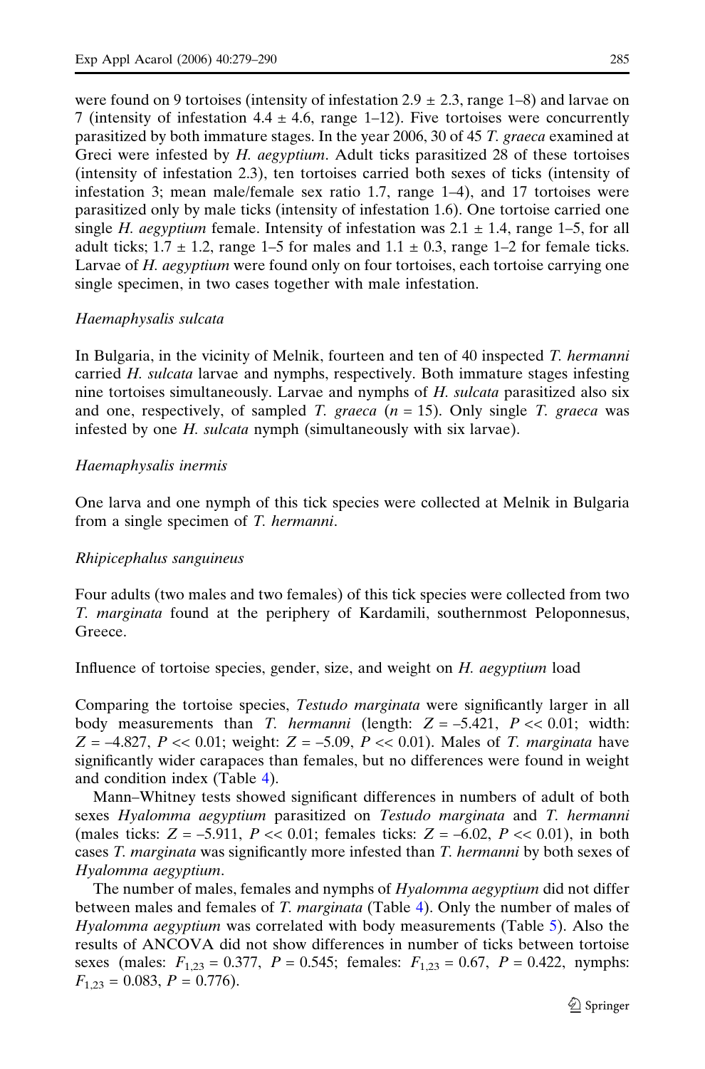were found on 9 tortoises (intensity of infestation $2.9 \pm 2.3$, range 1–8) and larvae on 7 (intensity of infestation $4.4 \pm 4.6$, range 1–12). Five tortoises were concurrently parasitized by both immature stages. In the year 2006, 30 of 45 *T. graeca* examined at Greci were infested by *H. aegyptium*. Adult ticks parasitized 28 of these tortoises (intensity of infestation 2.3), ten tortoises carried both sexes of ticks (intensity of infestation 3; mean male/female sex ratio 1.7, range 1–4), and 17 tortoises were parasitized only by male ticks (intensity of infestation 1.6). One tortoise carried one single *H. aegyptium* female. Intensity of infestation was $2.1 \pm 1.4$, range 1–5, for all adult ticks; $1.7 \pm 1.2$, range 1–5 for males and $1.1 \pm 0.3$, range 1–2 for female ticks. Larvae of *H. aegyptium* were found only on four tortoises, each tortoise carrying one single specimen, in two cases together with male infestation.

### *Haemaphysalis sulcata*

In Bulgaria, in the vicinity of Melnik, fourteen and ten of 40 inspected *T. hermanni* carried *H. sulcata* larvae and nymphs, respectively. Both immature stages infesting nine tortoises simultaneously. Larvae and nymphs of *H. sulcata* parasitized also six and one, respectively, of sampled *T. graeca* ($n = 15$). Only single *T. graeca* was infested by one *H. sulcata* nymph (simultaneously with six larvae).

### *Haemaphysalis inermis*

One larva and one nymph of this tick species were collected at Melnik in Bulgaria from a single specimen of *T. hermanni*.

### *Rhipicephalus sanguineus*

Four adults (two males and two females) of this tick species were collected from two *T. marginata* found at the periphery of Kardamili, southernmost Peloponnesus, Greece.

## Influence of tortoise species, gender, size, and weight on *H. aegyptium* load

Comparing the tortoise species, *Testudo marginata* were significantly larger in all body measurements than *T. hermanni* (length: $Z = -5.421$, $P << 0.01$; width: $Z = -4.827$, $P << 0.01$; weight: $Z = -5.09$, $P << 0.01$). Males of *T. marginata* have significantly wider carapaces than females, but no differences were found in weight and condition index (Table 4).

Mann–Whitney tests showed significant differences in numbers of adult of both sexes *Hyalomma aegyptium* parasitized on *Testudo marginata* and *T. hermanni* (males ticks: $Z = -5.911$, $P << 0.01$; females ticks: $Z = -6.02$, $P << 0.01$), in both cases *T. marginata* was significantly more infested than *T. hermanni* by both sexes of *Hyalomma aegyptium*.

The number of males, females and nymphs of *Hyalomma aegyptium* did not differ between males and females of *T. marginata* (Table 4). Only the number of males of *Hyalomma aegyptium* was correlated with body measurements (Table 5). Also the results of ANCOVA did not show differences in number of ticks between tortoise sexes (males: $F_{1,23} = 0.377$, $P = 0.545$; females: $F_{1,23} = 0.67$, $P = 0.422$, nymphs: $F_{1,23} = 0.083$, $P = 0.776$).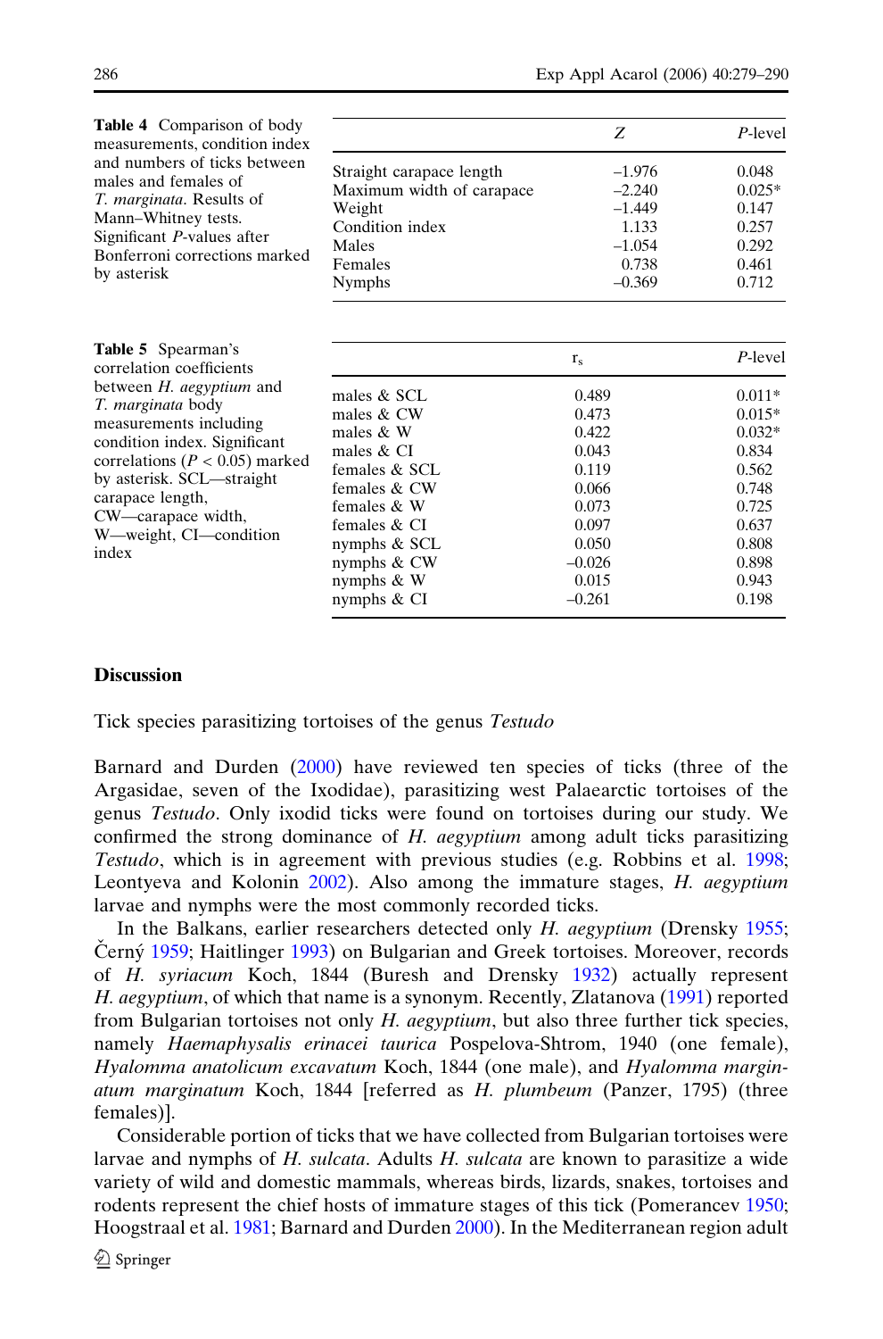**Table 4** Comparison of body measurements, condition index and numbers of ticks between males and females of *T. marginata*. Results of Mann–Whitney tests. Significant *P*-values after Bonferroni corrections marked by asterisk

| | *Z* | *P*-level |
|---|---|---|
| Straight carapace length | –1.976 | 0.048 |
| Maximum width of carapace | –2.240 | 0.025* |
| Weight | –1.449 | 0.147 |
| Condition index | 1.133 | 0.257 |
| Males | –1.054 | 0.292 |
| Females | 0.738 | 0.461 |
| Nymphs | –0.369 | 0.712 |

**Table 5** Spearman's correlation coefficients between *H. aegyptium* and *T. marginata* body measurements including condition index. Significant correlations ($P < 0.05$) marked by asterisk. SCL—straight carapace length, CW—carapace width, W—weight, CI—condition index

| | $r_s$ | *P*-level |
|---|---|---|
| males & SCL | 0.489 | 0.011* |
| males & CW | 0.473 | 0.015* |
| males & W | 0.422 | 0.032* |
| males & CI | 0.043 | 0.834 |
| females & SCL | 0.119 | 0.562 |
| females & CW | 0.066 | 0.748 |
| females & W | 0.073 | 0.725 |
| females & CI | 0.097 | 0.637 |
| nymphs & SCL | 0.050 | 0.808 |
| nymphs & CW | –0.026 | 0.898 |
| nymphs & W | 0.015 | 0.943 |
| nymphs & CI | –0.261 | 0.198 |

## Discussion

### Tick species parasitizing tortoises of the genus *Testudo*

Barnard and Durden (2000) have reviewed ten species of ticks (three of the Argasidae, seven of the Ixodidae), parasitizing west Palaearctic tortoises of the genus *Testudo*. Only ixodid ticks were found on tortoises during our study. We confirmed the strong dominance of *H. aegyptium* among adult ticks parasitizing *Testudo*, which is in agreement with previous studies (e.g. Robbins et al. 1998; Leontyeva and Kolonin 2002). Also among the immature stages, *H. aegyptium* larvae and nymphs were the most commonly recorded ticks.

In the Balkans, earlier researchers detected only *H. aegyptium* (Drensky 1955; Černý 1959; Haitlinger 1993) on Bulgarian and Greek tortoises. Moreover, records of *H. syriacum* Koch, 1844 (Buresh and Drensky 1932) actually represent *H. aegyptium*, of which that name is a synonym. Recently, Zlatanova (1991) reported from Bulgarian tortoises not only *H. aegyptium*, but also three further tick species, namely *Haemaphysalis erinacei taurica* Pospelova-Shtrom, 1940 (one female), *Hyalomma anatolicum excavatum* Koch, 1844 (one male), and *Hyalomma marginatum marginatum* Koch, 1844 [referred as *H. plumbeum* (Panzer, 1795) (three females)].

Considerable portion of ticks that we have collected from Bulgarian tortoises were larvae and nymphs of *H. sulcata*. Adults *H. sulcata* are known to parasitize a wide variety of wild and domestic mammals, whereas birds, lizards, snakes, tortoises and rodents represent the chief hosts of immature stages of this tick (Pomerancev 1950; Hoogstraal et al. 1981; Barnard and Durden 2000). In the Mediterranean region adult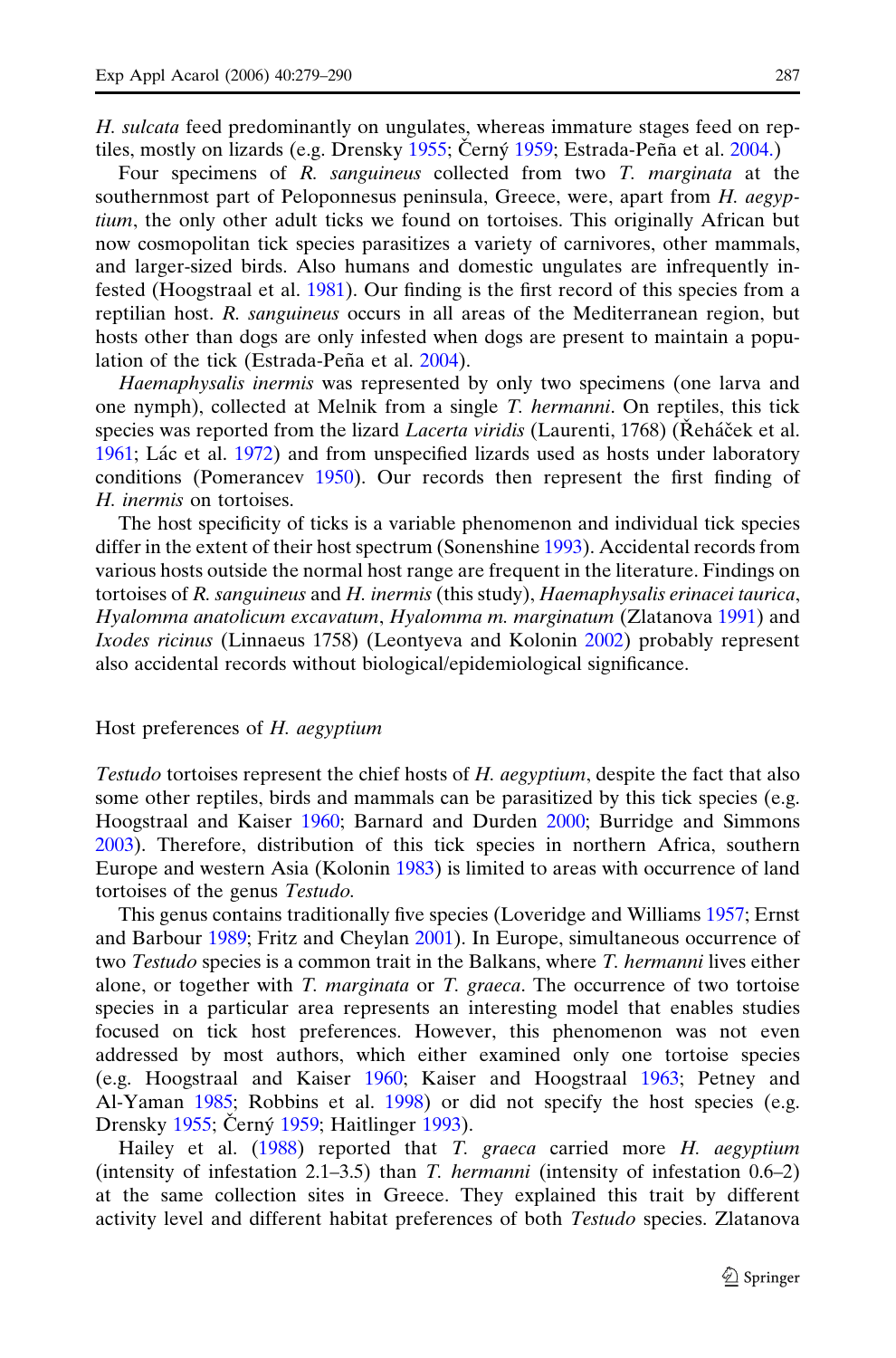*H. sulcata* feed predominantly on ungulates, whereas immature stages feed on reptiles, mostly on lizards (e.g. Drensky 1955; Černý 1959; Estrada-Peña et al. 2004.)

Four specimens of *R. sanguineus* collected from two *T. marginata* at the southernmost part of Peloponnesus peninsula, Greece, were, apart from *H. aegyptium*, the only other adult ticks we found on tortoises. This originally African but now cosmopolitan tick species parasitizes a variety of carnivores, other mammals, and larger-sized birds. Also humans and domestic ungulates are infrequently infested (Hoogstraal et al. 1981). Our finding is the first record of this species from a reptilian host. *R. sanguineus* occurs in all areas of the Mediterranean region, but hosts other than dogs are only infested when dogs are present to maintain a population of the tick (Estrada-Peña et al. 2004).

*Haemaphysalis inermis* was represented by only two specimens (one larva and one nymph), collected at Melnik from a single *T. hermanni*. On reptiles, this tick species was reported from the lizard *Lacerta viridis* (Laurenti, 1768) (Řeháček et al. 1961; Lác et al. 1972) and from unspecified lizards used as hosts under laboratory conditions (Pomerancev 1950). Our records then represent the first finding of *H. inermis* on tortoises.

The host specificity of ticks is a variable phenomenon and individual tick species differ in the extent of their host spectrum (Sonenshine 1993). Accidental records from various hosts outside the normal host range are frequent in the literature. Findings on tortoises of *R. sanguineus* and *H. inermis* (this study), *Haemaphysalis erinacei taurica*, *Hyalomma anatolicum excavatum*, *Hyalomma m. marginatum* (Zlatanova 1991) and *Ixodes ricinus* (Linnaeus 1758) (Leontyeva and Kolonin 2002) probably represent also accidental records without biological/epidemiological significance.

## Host preferences of *H. aegyptium*

*Testudo* tortoises represent the chief hosts of *H. aegyptium*, despite the fact that also some other reptiles, birds and mammals can be parasitized by this tick species (e.g. Hoogstraal and Kaiser 1960; Barnard and Durden 2000; Burridge and Simmons 2003). Therefore, distribution of this tick species in northern Africa, southern Europe and western Asia (Kolonin 1983) is limited to areas with occurrence of land tortoises of the genus *Testudo*.

This genus contains traditionally five species (Loveridge and Williams 1957; Ernst and Barbour 1989; Fritz and Cheylan 2001). In Europe, simultaneous occurrence of two *Testudo* species is a common trait in the Balkans, where *T. hermanni* lives either alone, or together with *T. marginata* or *T. graeca*. The occurrence of two tortoise species in a particular area represents an interesting model that enables studies focused on tick host preferences. However, this phenomenon was not even addressed by most authors, which either examined only one tortoise species (e.g. Hoogstraal and Kaiser 1960; Kaiser and Hoogstraal 1963; Petney and Al-Yaman 1985; Robbins et al. 1998) or did not specify the host species (e.g. Drensky 1955; Černý 1959; Haitlinger 1993).

Hailey et al. (1988) reported that *T. graeca* carried more *H. aegyptium* (intensity of infestation 2.1–3.5) than *T. hermanni* (intensity of infestation 0.6–2) at the same collection sites in Greece. They explained this trait by different activity level and different habitat preferences of both *Testudo* species. Zlatanova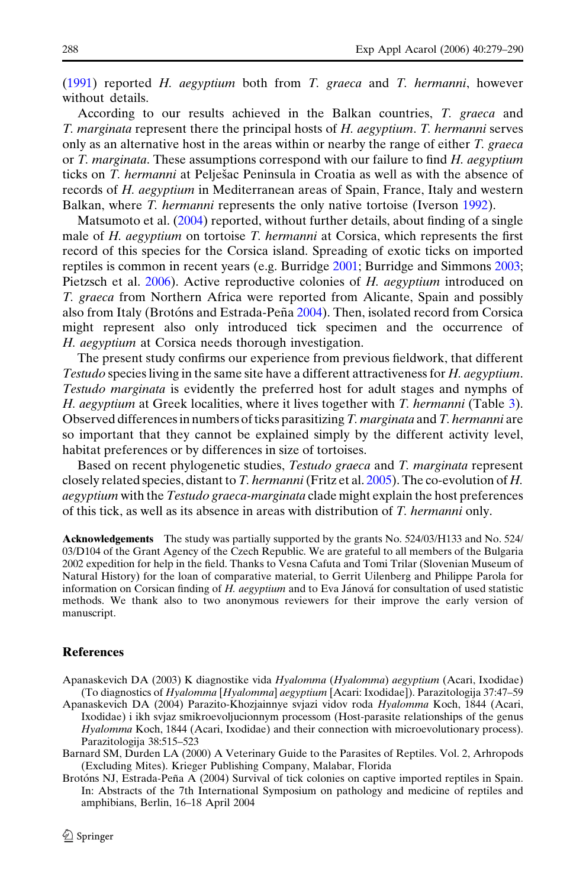(1991) reported *H. aegyptium* both from *T. graeca* and *T. hermanni*, however without details.

According to our results achieved in the Balkan countries, *T. graeca* and *T. marginata* represent there the principal hosts of *H. aegyptium*. *T. hermanni* serves only as an alternative host in the areas within or nearby the range of either *T. graeca* or *T. marginata*. These assumptions correspond with our failure to find *H. aegyptium* ticks on *T. hermanni* at Pelješac Peninsula in Croatia as well as with the absence of records of *H. aegyptium* in Mediterranean areas of Spain, France, Italy and western Balkan, where *T. hermanni* represents the only native tortoise (Iverson 1992).

Matsumoto et al. (2004) reported, without further details, about finding of a single male of *H. aegyptium* on tortoise *T. hermanni* at Corsica, which represents the first record of this species for the Corsica island. Spreading of exotic ticks on imported reptiles is common in recent years (e.g. Burridge 2001; Burridge and Simmons 2003; Pietzsch et al. 2006). Active reproductive colonies of *H. aegyptium* introduced on *T. graeca* from Northern Africa were reported from Alicante, Spain and possibly also from Italy (Brotóns and Estrada-Peña 2004). Then, isolated record from Corsica might represent also only introduced tick specimen and the occurrence of *H. aegyptium* at Corsica needs thorough investigation.

The present study confirms our experience from previous fieldwork, that different *Testudo* species living in the same site have a different attractiveness for *H. aegyptium*. *Testudo marginata* is evidently the preferred host for adult stages and nymphs of *H. aegyptium* at Greek localities, where it lives together with *T. hermanni* (Table 3). Observed differences in numbers of ticks parasitizing *T. marginata* and *T. hermanni* are so important that they cannot be explained simply by the different activity level, habitat preferences or by differences in size of tortoises.

Based on recent phylogenetic studies, *Testudo graeca* and *T. marginata* represent closely related species, distant to *T. hermanni* (Fritz et al. 2005). The co-evolution of *H. aegyptium* with the *Testudo graeca-marginata* clade might explain the host preferences of this tick, as well as its absence in areas with distribution of *T. hermanni* only.

**Acknowledgements** The study was partially supported by the grants No. 524/03/H133 and No. 524/03/D104 of the Grant Agency of the Czech Republic. We are grateful to all members of the Bulgaria 2002 expedition for help in the field. Thanks to Vesna Cafuta and Tomi Trilar (Slovenian Museum of Natural History) for the loan of comparative material, to Gerrit Uilenberg and Philippe Parola for information on Corsican finding of *H. aegyptium* and to Eva Jánová for consultation of used statistic methods. We thank also to two anonymous reviewers for their improve the early version of manuscript.

## References

Apanaskevich DA (2003) K diagnostike vida *Hyalomma* (*Hyalomma*) *aegyptium* (Acari, Ixodidae) (To diagnostics of *Hyalomma* [*Hyalomma*] *aegyptium* [Acari: Ixodidae]). Parazitologija 37:47–59

Apanaskevich DA (2004) Parazito-Khozjainnye svjazi vidov roda *Hyalomma* Koch, 1844 (Acari, Ixodidae) i ikh svjaz smikroevoljucionnym processom (Host-parasite relationships of the genus *Hyalomma* Koch, 1844 (Acari, Ixodidae) and their connection with microevolutionary process). Parazitologija 38:515–523

Barnard SM, Durden LA (2000) A Veterinary Guide to the Parasites of Reptiles. Vol. 2, Arhropods (Excluding Mites). Krieger Publishing Company, Malabar, Florida

Brotóns NJ, Estrada-Peña A (2004) Survival of tick colonies on captive imported reptiles in Spain. In: Abstracts of the 7th International Symposium on pathology and medicine of reptiles and amphibians, Berlin, 16–18 April 2004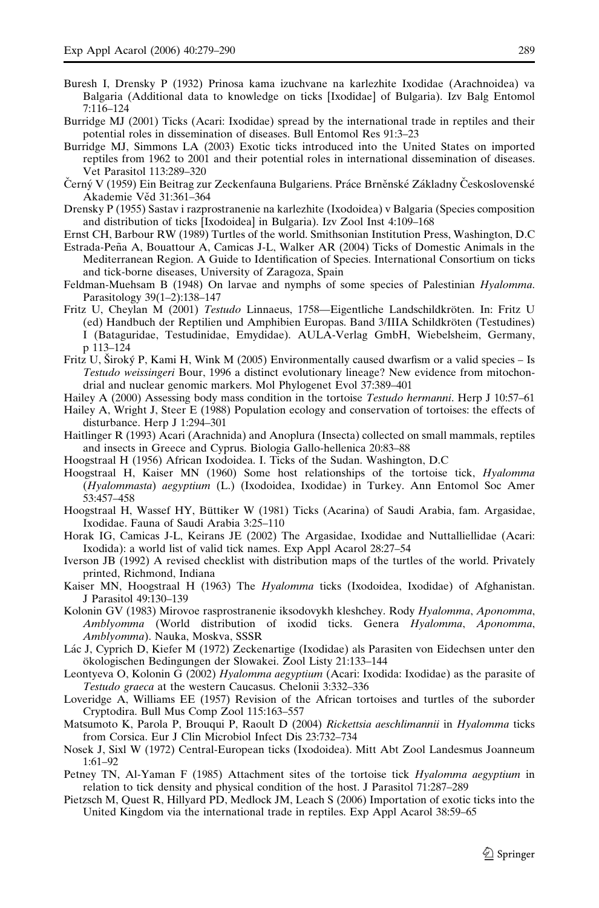Buresh I, Drensky P (1932) Prinosa kama izuchvane na karlezhite Ixodidae (Arachnoidea) va Balgaria (Additional data to knowledge on ticks [Ixodidae] of Bulgaria). Izv Balg Entomol 7:116–124

Burridge MJ (2001) Ticks (Acari: Ixodidae) spread by the international trade in reptiles and their potential roles in dissemination of diseases. Bull Entomol Res 91:3–23

Burridge MJ, Simmons LA (2003) Exotic ticks introduced into the United States on imported reptiles from 1962 to 2001 and their potential roles in international dissemination of diseases. Vet Parasitol 113:289–320

Černý V (1959) Ein Beitrag zur Zeckenfauna Bulgariens. Práce Brněnské Základny Československé Akademie Věd 31:361–364

Drensky P (1955) Sastav i razprostranenie na karlezhite (Ixodoidea) v Balgaria (Species composition and distribution of ticks [Ixodoidea] in Bulgaria). Izv Zool Inst 4:109–168

Ernst CH, Barbour RW (1989) Turtles of the world. Smithsonian Institution Press, Washington, D.C

Estrada-Peña A, Bouattour A, Camicas J-L, Walker AR (2004) Ticks of Domestic Animals in the Mediterranean Region. A Guide to Identification of Species. International Consortium on ticks and tick-borne diseases, University of Zaragoza, Spain

Feldman-Muehsam B (1948) On larvae and nymphs of some species of Palestinian *Hyalomma*. Parasitology 39(1–2):138–147

Fritz U, Cheylan M (2001) *Testudo* Linnaeus, 1758—Eigentliche Landschildkröten. In: Fritz U (ed) Handbuch der Reptilien und Amphibien Europas. Band 3/IIIA Schildkröten (Testudines) I (Bataguridae, Testudinidae, Emydidae). AULA-Verlag GmbH, Wiebelsheim, Germany, p 113–124

Fritz U, Široký P, Kami H, Wink M (2005) Environmentally caused dwarfism or a valid species – Is *Testudo weissingeri* Bour, 1996 a distinct evolutionary lineage? New evidence from mitochondrial and nuclear genomic markers. Mol Phylogenet Evol 37:389–401

Hailey A (2000) Assessing body mass condition in the tortoise *Testudo hermanni*. Herp J 10:57–61

Hailey A, Wright J, Steer E (1988) Population ecology and conservation of tortoises: the effects of disturbance. Herp J 1:294–301

Haitlinger R (1993) Acari (Arachnida) and Anoplura (Insecta) collected on small mammals, reptiles and insects in Greece and Cyprus. Biologia Gallo-hellenica 20:83–88

Hoogstraal H (1956) African Ixodoidea. I. Ticks of the Sudan. Washington, D.C

Hoogstraal H, Kaiser MN (1960) Some host relationships of the tortoise tick, *Hyalomma* (*Hyalommasta*) *aegyptium* (L.) (Ixodoidea, Ixodidae) in Turkey. Ann Entomol Soc Amer 53:457–458

Hoogstraal H, Wassef HY, Büttiker W (1981) Ticks (Acarina) of Saudi Arabia, fam. Argasidae, Ixodidae. Fauna of Saudi Arabia 3:25–110

Horak IG, Camicas J-L, Keirans JE (2002) The Argasidae, Ixodidae and Nuttalliellidae (Acari: Ixodida): a world list of valid tick names. Exp Appl Acarol 28:27–54

Iverson JB (1992) A revised checklist with distribution maps of the turtles of the world. Privately printed, Richmond, Indiana

Kaiser MN, Hoogstraal H (1963) The *Hyalomma* ticks (Ixodoidea, Ixodidae) of Afghanistan. J Parasitol 49:130–139

Kolonin GV (1983) Mirovoe rasprostranenie iksodovykh kleshchey. Rody *Hyalomma*, *Aponomma*, *Amblyomma* (World distribution of ixodid ticks. Genera *Hyalomma*, *Aponomma*, *Amblyomma*). Nauka, Moskva, SSSR

Lác J, Cyprich D, Kiefer M (1972) Zeckenartige (Ixodidae) als Parasiten von Eidechsen unter den ökologischen Bedingungen der Slowakei. Zool Listy 21:133–144

Leontyeva O, Kolonin G (2002) *Hyalomma aegyptium* (Acari: Ixodida: Ixodidae) as the parasite of *Testudo graeca* at the western Caucasus. Chelonii 3:332–336

Loveridge A, Williams EE (1957) Revision of the African tortoises and turtles of the suborder Cryptodira. Bull Mus Comp Zool 115:163–557

Matsumoto K, Parola P, Brouqui P, Raoult D (2004) *Rickettsia aeschlimannii* in *Hyalomma* ticks from Corsica. Eur J Clin Microbiol Infect Dis 23:732–734

Nosek J, Sixl W (1972) Central-European ticks (Ixodoidea). Mitt Abt Zool Landesmus Joanneum 1:61–92

Petney TN, Al-Yaman F (1985) Attachment sites of the tortoise tick *Hyalomma aegyptium* in relation to tick density and physical condition of the host. J Parasitol 71:287–289

Pietzsch M, Quest R, Hillyard PD, Medlock JM, Leach S (2006) Importation of exotic ticks into the United Kingdom via the international trade in reptiles. Exp Appl Acarol 38:59–65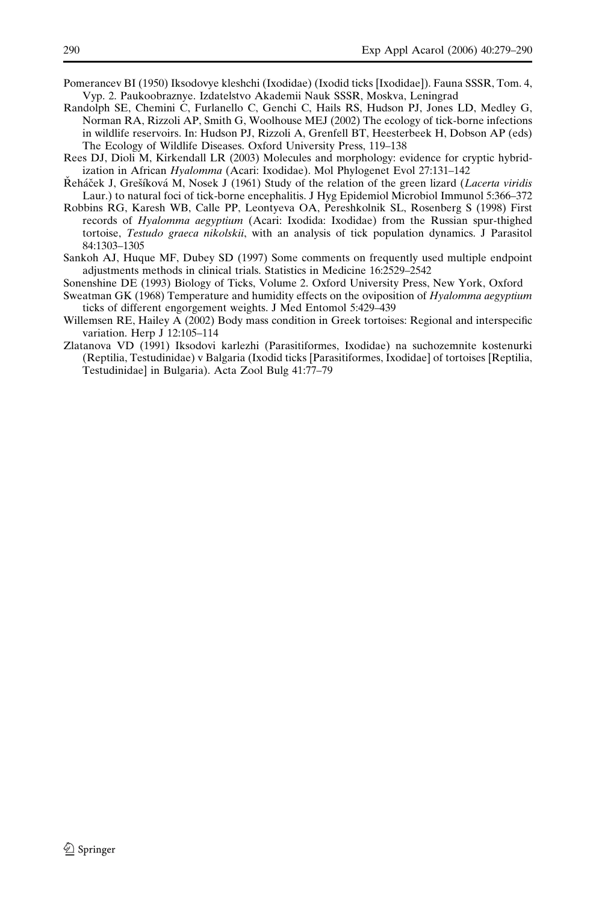Pomerancev BI (1950) Iksodovye kleshchi (Ixodidae) (Ixodid ticks [Ixodidae]). Fauna SSSR, Tom. 4, Vyp. 2. Paukoobraznye. Izdatelstvo Akademii Nauk SSSR, Moskva, Leningrad

Randolph SE, Chemini C, Furlanello C, Genchi C, Hails RS, Hudson PJ, Jones LD, Medley G, Norman RA, Rizzoli AP, Smith G, Woolhouse MEJ (2002) The ecology of tick-borne infections in wildlife reservoirs. In: Hudson PJ, Rizzoli A, Grenfell BT, Heesterbeek H, Dobson AP (eds) The Ecology of Wildlife Diseases. Oxford University Press, 119–138

Rees DJ, Dioli M, Kirkendall LR (2003) Molecules and morphology: evidence for cryptic hybridization in African *Hyalomma* (Acari: Ixodidae). Mol Phylogenet Evol 27:131–142

Řeháček J, Grešíková M, Nosek J (1961) Study of the relation of the green lizard (*Lacerta viridis* Laur.) to natural foci of tick-borne encephalitis. J Hyg Epidemiol Microbiol Immunol 5:366–372

Robbins RG, Karesh WB, Calle PP, Leontyeva OA, Pereshkolnik SL, Rosenberg S (1998) First records of *Hyalomma aegyptium* (Acari: Ixodida: Ixodidae) from the Russian spur-thighed tortoise, *Testudo graeca nikolskii*, with an analysis of tick population dynamics. J Parasitol 84:1303–1305

Sankoh AJ, Huque MF, Dubey SD (1997) Some comments on frequently used multiple endpoint adjustments methods in clinical trials. Statistics in Medicine 16:2529–2542

Sonenshine DE (1993) Biology of Ticks, Volume 2. Oxford University Press, New York, Oxford

Sweatman GK (1968) Temperature and humidity effects on the oviposition of *Hyalomma aegyptium* ticks of different engorgement weights. J Med Entomol 5:429–439

Willemsen RE, Hailey A (2002) Body mass condition in Greek tortoises: Regional and interspecific variation. Herp J 12:105–114

Zlatanova VD (1991) Iksodovi karlezhi (Parasitiformes, Ixodidae) na suchozemnite kostenurki (Reptilia, Testudinidae) v Balgaria (Ixodid ticks [Parasitiformes, Ixodidae] of tortoises [Reptilia, Testudinidae] in Bulgaria). Acta Zool Bulg 41:77–79